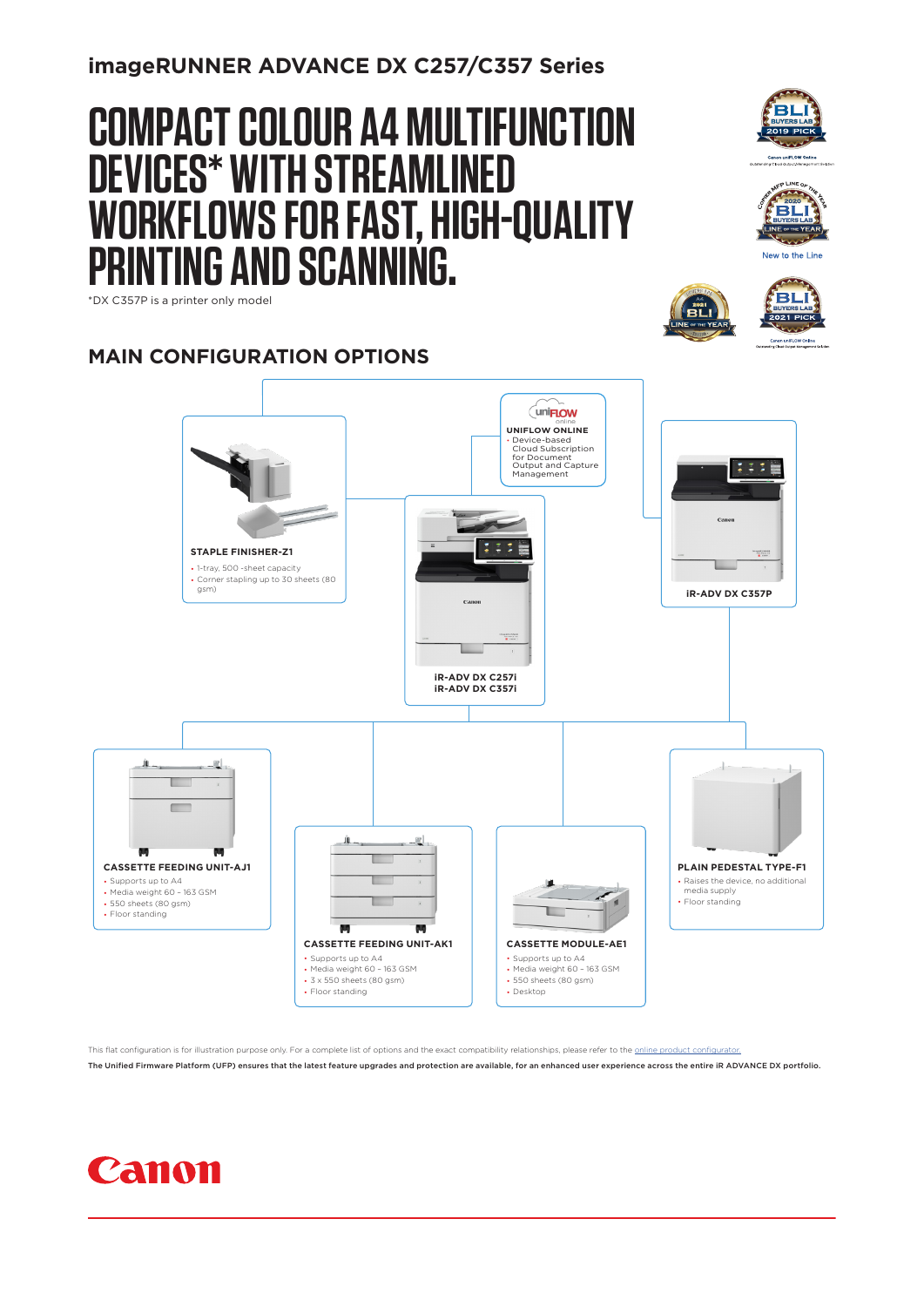## imageRUNNER ADVANCE DX C257/C357 Series

# COMPACT COLOUR A4 MULTIFUNCTION DEVICES* WITH STREAMLINED WORKFLOWS FOR FAST, HIGH-QUALITY PRINTING AND SCANNING.

*DX C357P is a printer only model

BLI BUYERS LAB 2019 PICK – Canon uniFLOW Online Outstanding Cloud Output Management Solution

COPIER MFP LINE OF THE YEAR 2020 BLI BUYERS LAB – New to the Line

A4 2021 BLI LINE OF THE YEAR

BLI BUYERS LAB 2021 PICK – Canon uniFLOW Online Outstanding Cloud Output Management Solution

## MAIN CONFIGURATION OPTIONS

**STAPLE FINISHER-Z1**
- 1-tray, 500 -sheet capacity
- Corner stapling up to 30 sheets (80 gsm)

**UNIFLOW ONLINE**
- Device-based Cloud Subscription for Document Output and Capture Management

**iR-ADV DX C257i**
**iR-ADV DX C357i**

**iR-ADV DX C357P**

**CASSETTE FEEDING UNIT-AJ1**
- Supports up to A4
- Media weight 60 – 163 GSM
- 550 sheets (80 gsm)
- Floor standing

**CASSETTE FEEDING UNIT-AK1**
- Supports up to A4
- Media weight 60 – 163 GSM
- 3 x 550 sheets (80 gsm)
- Floor standing

**CASSETTE MODULE-AE1**
- Supports up to A4
- Media weight 60 – 163 GSM
- 550 sheets (80 gsm)
- Desktop

**PLAIN PEDESTAL TYPE-F1**
- Raises the device, no additional media supply
- Floor standing

This flat configuration is for illustration purpose only. For a complete list of options and the exact compatibility relationships, please refer to the online product configurator.

**The Unified Firmware Platform (UFP) ensures that the latest feature upgrades and protection are available, for an enhanced user experience across the entire iR ADVANCE DX portfolio.**

Canon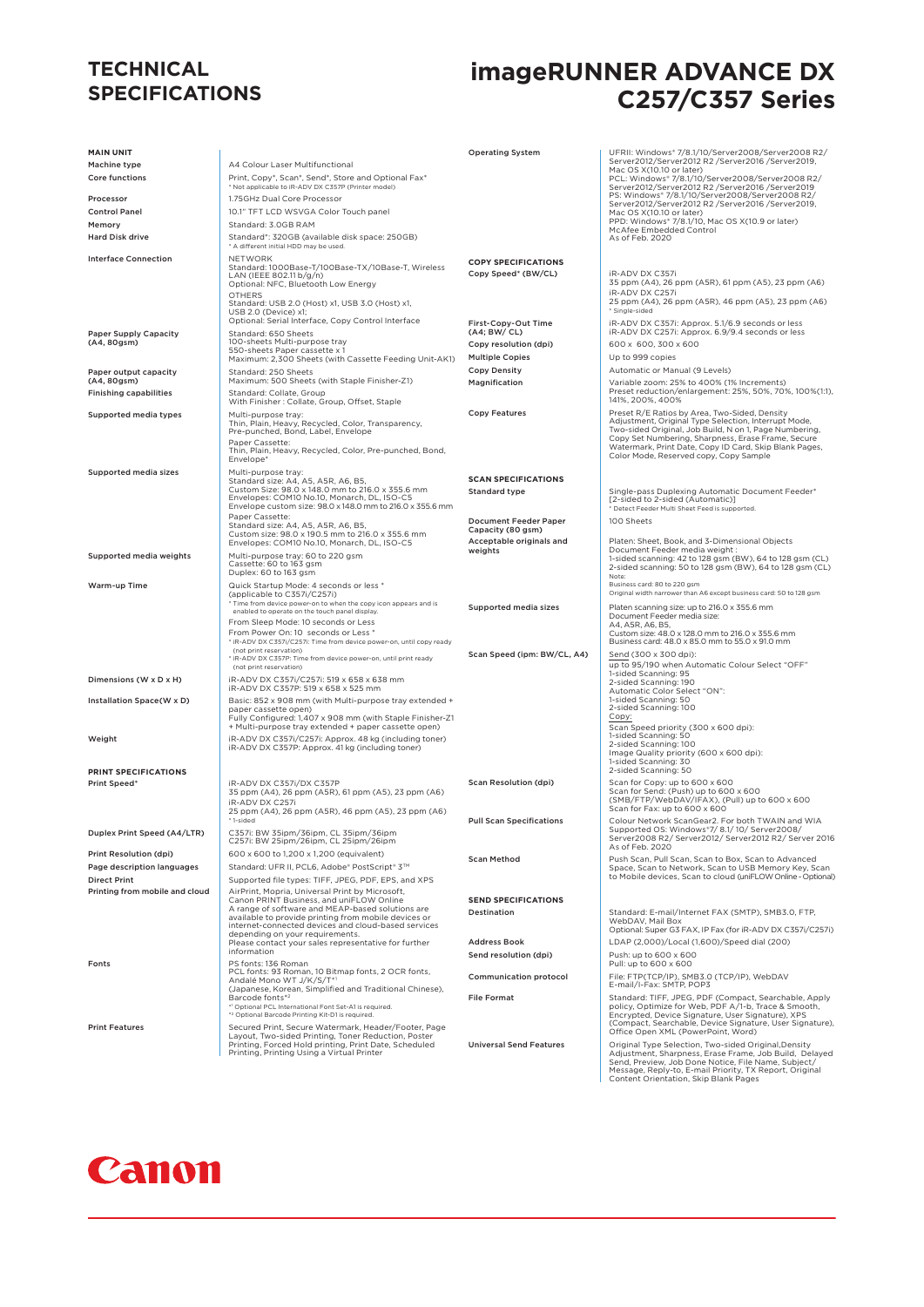# TECHNICAL SPECIFICATIONS

# imageRUNNER ADVANCE DX C257/C357 Series

## MAIN UNIT

| | |
|---|---|
| Machine type | A4 Colour Laser Multifunctional |
| Core functions | Print, Copy*, Scan*, Send*, Store and Optional Fax*<br>* Not applicable to iR-ADV DX C357P (Printer model) |
| Processor | 1.75GHz Dual Core Processor |
| Control Panel | 10.1" TFT LCD WSVGA Color Touch panel |
| Memory | Standard: 3.0GB RAM |
| Hard Disk drive | Standard*: 320GB (available disk space: 250GB)<br>* A different initial HDD may be used. |
| Interface Connection | NETWORK<br>Standard: 1000Base-T/100Base-TX/10Base-T, Wireless LAN (IEEE 802.11 b/g/n)<br>Optional: NFC, Bluetooth Low Energy<br>OTHERS<br>Standard: USB 2.0 (Host) x1, USB 3.0 (Host) x1, USB 2.0 (Device) x1;<br>Optional: Serial Interface, Copy Control Interface |
| Paper Supply Capacity (A4, 80gsm) | Standard: 650 Sheets<br>100-sheets Multi-purpose tray<br>550-sheets Paper cassette x 1<br>Maximum: 2,300 Sheets (with Cassette Feeding Unit-AK1) |
| Paper output capacity (A4, 80gsm) | Standard: 250 Sheets<br>Maximum: 500 Sheets (with Staple Finisher-Z1) |
| Finishing capabilities | Standard: Collate, Group<br>With Finisher : Collate, Group, Offset, Staple |
| Supported media types | Multi-purpose tray:<br>Thin, Plain, Heavy, Recycled, Color, Transparency, Pre-punched, Bond, Label, Envelope<br>Paper Cassette:<br>Thin, Plain, Heavy, Recycled, Color, Pre-punched, Bond, Envelope* |
| Supported media sizes | Multi-purpose tray:<br>Standard size: A4, A5, A5R, A6, B5,<br>Custom Size: 98.0 x 148.0 mm to 216.0 x 355.6 mm<br>Envelopes: COM10 No.10, Monarch, DL, ISO-C5<br>Envelope custom size: 98.0 x 148.0 mm to 216.0 x 355.6 mm<br>Paper Cassette:<br>Standard size: A4, A5, A5R, A6, B5,<br>Custom size: 98.0 x 190.5 mm to 216.0 x 355.6 mm<br>Envelopes: COM10 No.10, Monarch, DL, ISO-C5 |
| Supported media weights | Multi-purpose tray: 60 to 220 gsm<br>Cassette: 60 to 163 gsm<br>Duplex: 60 to 163 gsm |
| Warm-up Time | Quick Startup Mode: 4 seconds or less *<br>(applicable to C357i/C257i)<br>* Time from device power-on to when the copy icon appears and is enabled to operate on the touch panel display.<br>From Sleep Mode: 10 seconds or Less<br>From Power On: 10 seconds or Less *<br>* iR-ADV DX C357i/C257i: Time from device power-on, until copy ready (not print reservation)<br>* iR-ADV DX C357P: Time from device power-on, until print ready (not print reservation) |
| Dimensions (W x D x H) | iR-ADV DX C357i/C257i: 519 x 658 x 638 mm<br>iR-ADV DX C357P: 519 x 658 x 525 mm |
| Installation Space(W x D) | Basic: 852 x 908 mm (with Multi-purpose tray extended + paper cassette open)<br>Fully Configured: 1,407 x 908 mm (with Staple Finisher-Z1 + Multi-purpose tray extended + paper cassette open) |
| Weight | iR-ADV DX C357i/C257i: Approx. 48 kg (including toner)<br>iR-ADV DX C357P: Approx. 41 kg (including toner) |

## PRINT SPECIFICATIONS

| | |
|---|---|
| Print Speed* | iR-ADV DX C357i/DX C357P<br>35 ppm (A4), 26 ppm (A5R), 61 ppm (A5), 23 ppm (A6)<br>iR-ADV DX C257i<br>25 ppm (A4), 26 ppm (A5R), 46 ppm (A5), 23 ppm (A6)<br>* 1-sided |
| Duplex Print Speed (A4/LTR) | C357i: BW 35ipm/36ipm, CL 35ipm/36ipm<br>C257i: BW 25ipm/26ipm, CL 25ipm/26ipm |
| Print Resolution (dpi) | 600 x 600 to 1,200 x 1,200 (equivalent) |
| Page description languages | Standard: UFR II, PCL6, Adobe® PostScript® 3™ |
| Direct Print | Supported file types: TIFF, JPEG, PDF, EPS, and XPS |
| Printing from mobile and cloud | AirPrint, Mopria, Universal Print by Microsoft, Canon PRINT Business, and uniFLOW Online<br>A range of software and MEAP-based solutions are available to provide printing from mobile devices or internet-connected devices and cloud-based services depending on your requirements.<br>Please contact your sales representative for further information |
| Fonts | PS fonts: 136 Roman<br>PCL fonts: 93 Roman, 10 Bitmap fonts, 2 OCR fonts, Andalé Mono WT J/K/S/T*1<br>(Japanese, Korean, Simplified and Traditional Chinese), Barcode fonts*2<br>*1 Optional PCL International Font Set-A1 is required.<br>*2 Optional Barcode Printing Kit-D1 is required. |
| Print Features | Secured Print, Secure Watermark, Header/Footer, Page Layout, Two-sided Printing, Toner Reduction, Poster Printing, Forced Hold printing, Print Date, Scheduled Printing, Printing Using a Virtual Printer |
| Operating System | UFRII: Windows® 7/8.1/10/Server2008/Server2008 R2/ Server2012/Server2012 R2 /Server2016 /Server2019, Mac OS X(10.10 or later)<br>PCL: Windows® 7/8.1/10/Server2008/Server2008 R2/ Server2012/Server2012 R2 /Server2016 /Server2019<br>PS: Windows® 7/8.1/10/Server2008/Server2008 R2/ Server2012/Server2012 R2 /Server2016 /Server2019, Mac OS X(10.10 or later)<br>PPD: Windows® 7/8.1/10, Mac OS X(10.9 or later)<br>McAfee Embedded Control<br>As of Feb. 2020 |

## COPY SPECIFICATIONS

| | |
|---|---|
| Copy Speed* (BW/CL) | iR-ADV DX C357i<br>35 ppm (A4), 26 ppm (A5R), 61 ppm (A5), 23 ppm (A6)<br>iR-ADV DX C257i<br>25 ppm (A4), 26 ppm (A5R), 46 ppm (A5), 23 ppm (A6)<br>* Single-sided |
| First-Copy-Out Time (A4; BW/ CL) | iR-ADV DX C357i: Approx. 5.1/6.9 seconds or less<br>iR-ADV DX C257i: Approx. 6.9/9.4 seconds or less |
| Copy resolution (dpi) | 600 x 600, 300 x 600 |
| Multiple Copies | Up to 999 copies |
| Copy Density | Automatic or Manual (9 Levels) |
| Magnification | Variable zoom: 25% to 400% (1% Increments)<br>Preset reduction/enlargement: 25%, 50%, 70%, 100%(1:1), 141%, 200%, 400% |
| Copy Features | Preset R/E Ratios by Area, Two-Sided, Density Adjustment, Original Type Selection, Interrupt Mode, Two-sided Original, Job Build, N on 1, Page Numbering, Copy Set Numbering, Sharpness, Erase Frame, Secure Watermark, Print Date, Copy ID Card, Skip Blank Pages, Color Mode, Reserved copy, Copy Sample |

## SCAN SPECIFICATIONS

| | |
|---|---|
| Standard type | Single-pass Duplexing Automatic Document Feeder* [2-sided to 2-sided (Automatic)]<br>* Detect Feeder Multi Sheet Feed is supported. |
| Document Feeder Paper Capacity (80 gsm) | 100 Sheets |
| Acceptable originals and weights | Platen: Sheet, Book, and 3-Dimensional Objects<br>Document Feeder media weight :<br>1-sided scanning: 42 to 128 gsm (BW), 64 to 128 gsm (CL)<br>2-sided scanning: 50 to 128 gsm (BW), 64 to 128 gsm (CL)<br>Note:<br>Business card: 80 to 220 gsm<br>Original width narrower than A6 except business card: 50 to 128 gsm |
| Supported media sizes | Platen scanning size: up to 216.0 x 355.6 mm<br>Document Feeder media size:<br>A4, A5R, A6, B5,<br>Custom size: 48.0 x 128.0 mm to 216.0 x 355.6 mm<br>Business card: 48.0 x 85.0 mm to 55.0 x 91.0 mm |
| Scan Speed (ipm: BW/CL, A4) | Send (300 x 300 dpi):<br>up to 95/190 when Automatic Colour Select "OFF"<br>1-sided Scanning: 95<br>2-sided Scanning: 190<br>Automatic Color Select "ON":<br>1-sided Scanning: 50<br>2-sided Scanning: 100<br>Copy:<br>Scan Speed priority (300 x 600 dpi):<br>1-sided Scanning: 50<br>2-sided Scanning: 100<br>Image Quality priority (600 x 600 dpi):<br>1-sided Scanning: 30<br>2-sided Scanning: 50 |
| Scan Resolution (dpi) | Scan for Copy: up to 600 x 600<br>Scan for Send: (Push) up to 600 x 600<br>(SMB/FTP/WebDAV/IFAX), (Pull) up to 600 x 600<br>Scan for Fax: up to 600 x 600 |
| Pull Scan Specifications | Colour Network ScanGear2. For both TWAIN and WIA<br>Supported OS: Windows®7/ 8.1/ 10/ Server2008/ Server2008 R2/ Server2012/ Server2012 R2/ Server 2016<br>As of Feb. 2020 |
| Scan Method | Push Scan, Pull Scan, Scan to Box, Scan to Advanced Space, Scan to Network, Scan to USB Memory Key, Scan to Mobile devices, Scan to cloud (uniFLOW Online - Optional) |

## SEND SPECIFICATIONS

| | |
|---|---|
| Destination | Standard: E-mail/Internet FAX (SMTP), SMB3.0, FTP, WebDAV, Mail Box<br>Optional: Super G3 FAX, IP Fax (for iR-ADV DX C357i/C257i) |
| Address Book | LDAP (2,000)/Local (1,600)/Speed dial (200) |
| Send resolution (dpi) | Push: up to 600 x 600<br>Pull: up to 600 x 600 |
| Communication protocol | File: FTP(TCP/IP), SMB3.0 (TCP/IP), WebDAV<br>E-mail/I-Fax: SMTP, POP3 |
| File Format | Standard: TIFF, JPEG, PDF (Compact, Searchable, Apply policy, Optimize for Web, PDF A/1-b, Trace & Smooth, Encrypted, Device Signature, User Signature), XPS (Compact, Searchable, Device Signature, User Signature), Office Open XML (PowerPoint, Word) |
| Universal Send Features | Original Type Selection, Two-sided Original,Density Adjustment, Sharpness, Erase Frame, Job Build, Delayed Send, Preview, Job Done Notice, File Name, Subject/ Message, Reply-to, E-mail Priority, TX Report, Original Content Orientation, Skip Blank Pages |

Canon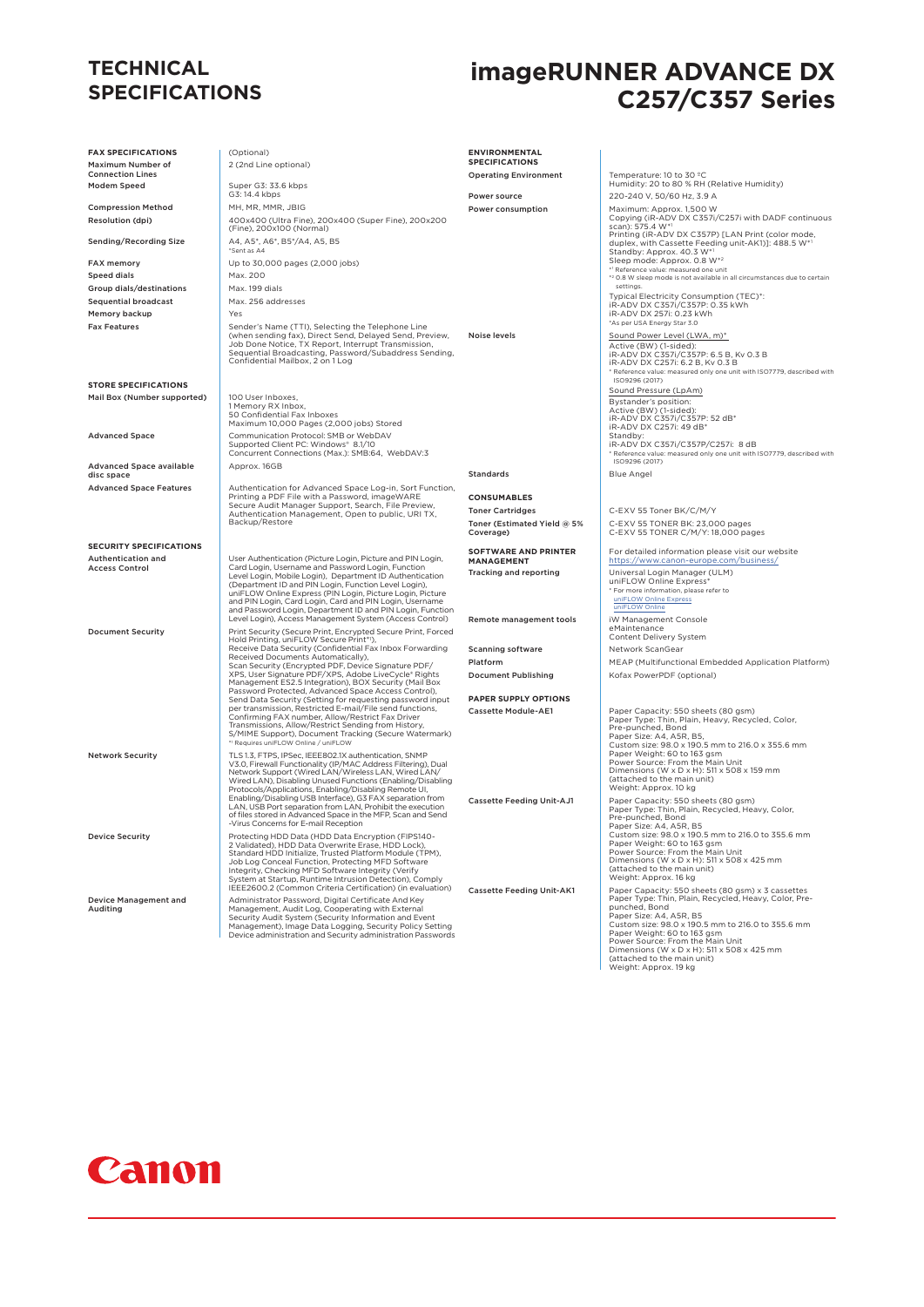# TECHNICAL SPECIFICATIONS

# imageRUNNER ADVANCE DX C257/C357 Series

## FAX SPECIFICATIONS

(Optional)

| | |
|---|---|
| Maximum Number of Connection Lines | 2 (2nd Line optional) |
| Modem Speed | Super G3: 33.6 kbps<br>G3: 14.4 kbps |
| Compression Method | MH, MR, MMR, JBIG |
| Resolution (dpi) | 400x400 (Ultra Fine), 200x400 (Super Fine), 200x200 (Fine), 200x100 (Normal) |
| Sending/Recording Size | A4, A5*, A6*, B5*/A4, A5, B5<br>*Sent as A4 |
| FAX memory | Up to 30,000 pages (2,000 jobs) |
| Speed dials | Max. 200 |
| Group dials/destinations | Max. 199 dials |
| Sequential broadcast | Max. 256 addresses |
| Memory backup | Yes |
| Fax Features | Sender's Name (TTI), Selecting the Telephone Line (when sending fax), Direct Send, Delayed Send, Preview, Job Done Notice, TX Report, Interrupt Transmission, Sequential Broadcasting, Password/Subaddress Sending, Confidential Mailbox, 2 on 1 Log |

## STORE SPECIFICATIONS

| | |
|---|---|
| Mail Box (Number supported) | 100 User Inboxes,<br>1 Memory RX Inbox,<br>50 Confidential Fax Inboxes<br>Maximum 10,000 Pages (2,000 jobs) Stored |
| Advanced Space | Communication Protocol: SMB or WebDAV<br>Supported Client PC: Windows® 8.1/10<br>Concurrent Connections (Max.): SMB:64, WebDAV:3 |
| Advanced Space available disc space | Approx. 16GB |
| Advanced Space Features | Authentication for Advanced Space Log-in, Sort Function, Printing a PDF File with a Password, imageWARE Secure Audit Manager Support, Search, File Preview, Authentication Management, Open to public, URI TX, Backup/Restore |

## SECURITY SPECIFICATIONS

| | |
|---|---|
| Authentication and Access Control | User Authentication (Picture Login, Picture and PIN Login, Card Login, Username and Password Login, Function Level Login, Mobile Login), Department ID Authentication (Department ID and PIN Login, Function Level Login), uniFLOW Online Express (PIN Login, Picture Login, Picture and PIN Login, Card Login, Card and PIN Login, Username and Password Login, Department ID and PIN Login, Function Level Login), Access Management System (Access Control) |
| Document Security | Print Security (Secure Print, Encrypted Secure Print, Forced Hold Printing, uniFLOW Secure Print*[1]),<br>Receive Data Security (Confidential Fax Inbox Forwarding Received Documents Automatically),<br>Scan Security (Encrypted PDF, Device Signature PDF/XPS, User Signature PDF/XPS, Adobe LiveCycle® Rights Management ES2.5 Integration), BOX Security (Mail Box Password Protected, Advanced Space Access Control),<br>Send Data Security (Setting for requesting password input per transmission, Restricted E-mail/File send functions, Confirming FAX number, Allow/Restrict Fax Driver Transmissions, Allow/Restrict Sending from History, S/MIME Support), Document Tracking (Secure Watermark)<br>*[1] Requires uniFLOW Online / uniFLOW |
| Network Security | TLS 1.3, FTPS, IPSec, IEEE802.1X authentication, SNMP V3.0, Firewall Functionality (IP/MAC Address Filtering), Dual Network Support (Wired LAN/Wireless LAN, Wired LAN/Wired LAN), Disabling Unused Functions (Enabling/Disabling Protocols/Applications, Enabling/Disabling Remote UI, Enabling/Disabling USB Interface), G3 FAX separation from LAN, USB Port separation from LAN, Prohibit the execution of files stored in Advanced Space in the MFP, Scan and Send -Virus Concerns for E-mail Reception |
| Device Security | Protecting HDD Data (HDD Data Encryption (FIPS140-2 Validated), HDD Data Overwrite Erase, HDD Lock), Standard HDD Initialize, Trusted Platform Module (TPM), Job Log Conceal Function, Protecting MFD Software Integrity, Checking MFD Software Integrity (Verify System at Startup, Runtime Intrusion Detection), Comply IEEE2600.2 (Common Criteria Certification) (in evaluation) |
| Device Management and Auditing | Administrator Password, Digital Certificate And Key Management, Audit Log, Cooperating with External Security Audit System (Security Information and Event Management), Image Data Logging, Security Policy Setting Device administration and Security administration Passwords |

## ENVIRONMENTAL SPECIFICATIONS

| | |
|---|---|
| Operating Environment | Temperature: 10 to 30 °C<br>Humidity: 20 to 80 % RH (Relative Humidity) |
| Power source | 220-240 V, 50/60 Hz, 3.9 A |
| Power consumption | Maximum: Approx. 1,500 W<br>Copying (iR-ADV DX C357i/C257i with DADF continuous scan): 575.4 W*[1]<br>Printing (iR-ADV DX C357P) [LAN Print (color mode, duplex, with Cassette Feeding unit-AK1)]: 488.5 W*[1]<br>Standby: Approx. 40.3 W*[1]<br>Sleep mode: Approx. 0.8 W*[2]<br>*[1] Reference value: measured one unit<br>*[2] 0.8 W sleep mode is not available in all circumstances due to certain settings.<br>Typical Electricity Consumption (TEC)*:<br>iR-ADV DX C357i/C357P: 0.35 kWh<br>iR-ADV DX 257i: 0.23 kWh<br>*As per USA Energy Star 3.0 |
| Noise levels | Sound Power Level (LWA, m)*<br>Active (BW) (1-sided):<br>iR-ADV DX C357i/C357P: 6.5 B, Kv 0.3 B<br>iR-ADV DX C257i: 6.2 B, Kv 0.3 B<br>* Reference value: measured only one unit with ISO7779, described with ISO9296 (2017)<br>Sound Pressure (LpAm)<br>Bystander's position:<br>Active (BW) (1-sided):<br>iR-ADV DX C357i/C357P: 52 dB*<br>iR-ADV DX C257i: 49 dB*<br>Standby:<br>iR-ADV DX C357i/C357P/C257i: 8 dB<br>* Reference value: measured only one unit with ISO7779, described with ISO9296 (2017) |
| Standards | Blue Angel |

## CONSUMABLES

| | |
|---|---|
| Toner Cartridges | C-EXV 55 Toner BK/C/M/Y |
| Toner (Estimated Yield @ 5% Coverage) | C-EXV 55 TONER BK: 23,000 pages<br>C-EXV 55 TONER C/M/Y: 18,000 pages |

## SOFTWARE AND PRINTER MANAGEMENT

For detailed information please visit our website https://www.canon-europe.com/business/

| | |
|---|---|
| Tracking and reporting | Universal Login Manager (ULM)<br>uniFLOW Online Express*<br>* For more information, please refer to<br>uniFLOW Online Express<br>uniFLOW Online |
| Remote management tools | iW Management Console<br>eMaintenance<br>Content Delivery System |
| Scanning software | Network ScanGear |
| Platform | MEAP (Multifunctional Embedded Application Platform) |
| Document Publishing | Kofax PowerPDF (optional) |

## PAPER SUPPLY OPTIONS

| | |
|---|---|
| Cassette Module-AE1 | Paper Capacity: 550 sheets (80 gsm)<br>Paper Type: Thin, Plain, Heavy, Recycled, Color, Pre-punched, Bond<br>Paper Size: A4, A5R, B5,<br>Custom size: 98.0 x 190.5 mm to 216.0 x 355.6 mm<br>Paper Weight: 60 to 163 gsm<br>Power Source: From the Main Unit<br>Dimensions (W x D x H): 511 x 508 x 159 mm (attached to the main unit)<br>Weight: Approx. 10 kg |
| Cassette Feeding Unit-AJ1 | Paper Capacity: 550 sheets (80 gsm)<br>Paper Type: Thin, Plain, Recycled, Heavy, Color, Pre-punched, Bond<br>Paper Size: A4, A5R, B5<br>Custom size: 98.0 x 190.5 mm to 216.0 to 355.6 mm<br>Paper Weight: 60 to 163 gsm<br>Power Source: From the Main Unit<br>Dimensions (W x D x H): 511 x 508 x 425 mm (attached to the main unit)<br>Weight: Approx. 16 kg |
| Cassette Feeding Unit-AK1 | Paper Capacity: 550 sheets (80 gsm) x 3 cassettes<br>Paper Type: Thin, Plain, Recycled, Heavy, Color, Pre-punched, Bond<br>Paper Size: A4, A5R, B5<br>Custom size: 98.0 x 190.5 mm to 216.0 to 355.6 mm<br>Paper Weight: 60 to 163 gsm<br>Power Source: From the Main Unit<br>Dimensions (W x D x H): 511 x 508 x 425 mm (attached to the main unit)<br>Weight: Approx. 19 kg |

Canon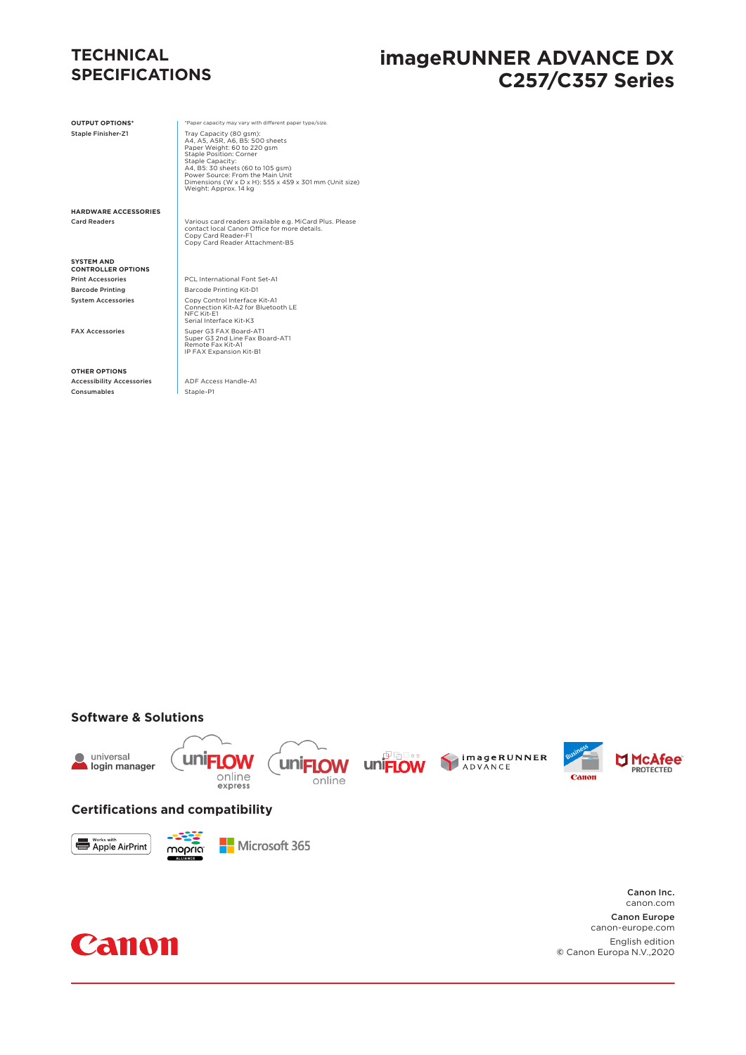# TECHNICAL SPECIFICATIONS

# imageRUNNER ADVANCE DX C257/C357 Series

| | |
|---|---|
| **OUTPUT OPTIONS*** | *Paper capacity may vary with different paper type/size. |
| Staple Finisher-Z1 | Tray Capacity (80 gsm):<br>A4, A5, A5R, A6, B5: 500 sheets<br>Paper Weight: 60 to 220 gsm<br>Staple Position: Corner<br>Staple Capacity:<br>A4, B5: 30 sheets (60 to 105 gsm)<br>Power Source: From the Main Unit<br>Dimensions (W x D x H): 555 x 459 x 301 mm (Unit size)<br>Weight: Approx. 14 kg |
| **HARDWARE ACCESSORIES** | |
| Card Readers | Various card readers available e.g. MiCard Plus. Please contact local Canon Office for more details.<br>Copy Card Reader-F1<br>Copy Card Reader Attachment-B5 |
| **SYSTEM AND CONTROLLER OPTIONS** | |
| Print Accessories | PCL International Font Set-A1 |
| Barcode Printing | Barcode Printing Kit-D1 |
| System Accessories | Copy Control Interface Kit-A1<br>Connection Kit-A2 for Bluetooth LE<br>NFC Kit-E1<br>Serial Interface Kit-K3 |
| FAX Accessories | Super G3 FAX Board-AT1<br>Super G3 2nd Line Fax Board-AT1<br>Remote Fax Kit-A1<br>IP FAX Expansion Kit-B1 |
| **OTHER OPTIONS** | |
| Accessibility Accessories | ADF Access Handle-A1 |
| Consumables | Staple-P1 |

## Software & Solutions

universal login manager

uniFLOW online express

uniFLOW online

uniFLOW

imageRUNNER ADVANCE

Business Canon

McAfee PROTECTED

## Certifications and compatibility

Works with Apple AirPrint

mopria ALLIANCE

Microsoft 365

Canon

**Canon Inc.**
canon.com

**Canon Europe**
canon-europe.com

English edition
© Canon Europa N.V.,2020